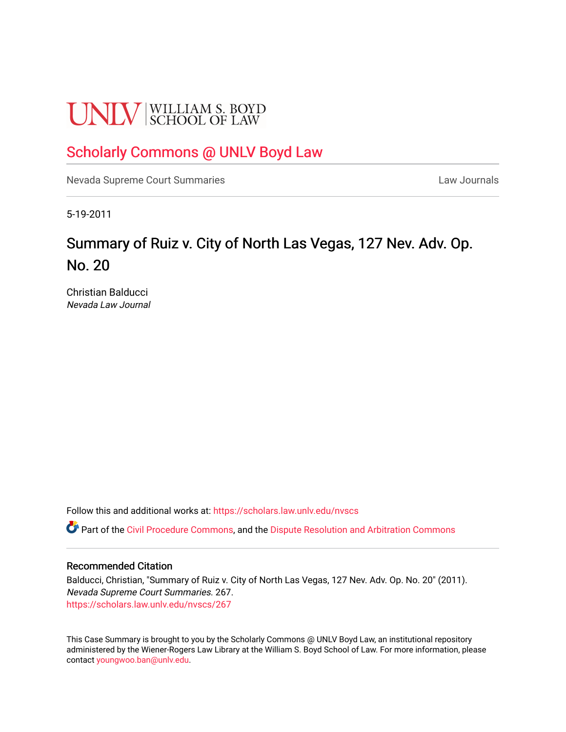UNLV | WILLIAM S. BOYD SCHOOL OF LAW

# Scholarly Commons @ UNLV Boyd Law

Nevada Supreme Court Summaries | Law Journals

5-19-2011

## Summary of Ruiz v. City of North Las Vegas, 127 Nev. Adv. Op. No. 20

Christian Balducci
*Nevada Law Journal*

Follow this and additional works at: https://scholars.law.unlv.edu/nvscs

Part of the Civil Procedure Commons, and the Dispute Resolution and Arbitration Commons

### Recommended Citation

Balducci, Christian, "Summary of Ruiz v. City of North Las Vegas, 127 Nev. Adv. Op. No. 20" (2011). *Nevada Supreme Court Summaries*. 267.
https://scholars.law.unlv.edu/nvscs/267

This Case Summary is brought to you by the Scholarly Commons @ UNLV Boyd Law, an institutional repository administered by the Wiener-Rogers Law Library at the William S. Boyd School of Law. For more information, please contact youngwoo.ban@unlv.edu.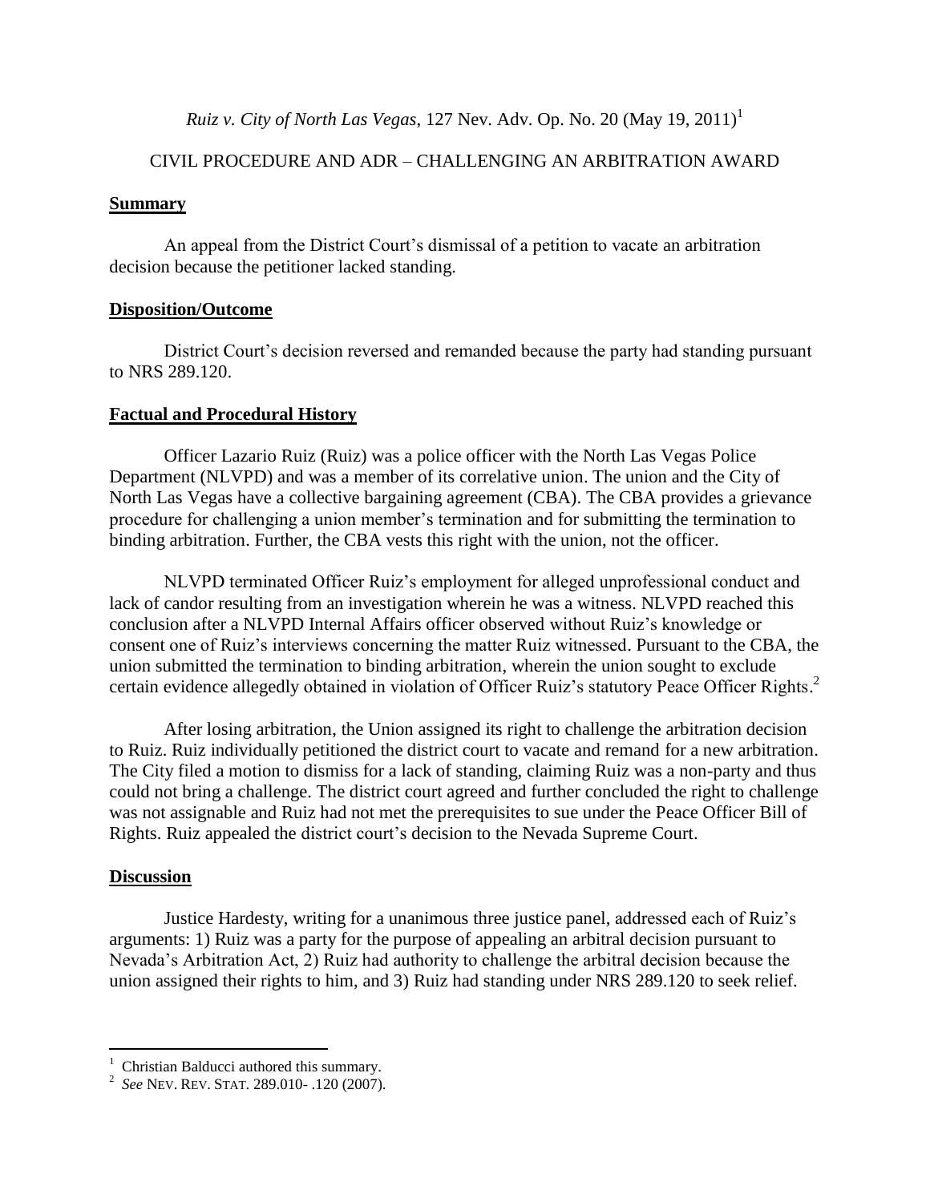*Ruiz v. City of North Las Vegas*, 127 Nev. Adv. Op. No. 20 (May 19, 2011)[1]

CIVIL PROCEDURE AND ADR – CHALLENGING AN ARBITRATION AWARD

## Summary

An appeal from the District Court's dismissal of a petition to vacate an arbitration decision because the petitioner lacked standing.

## Disposition/Outcome

District Court's decision reversed and remanded because the party had standing pursuant to NRS 289.120.

## Factual and Procedural History

Officer Lazario Ruiz (Ruiz) was a police officer with the North Las Vegas Police Department (NLVPD) and was a member of its correlative union. The union and the City of North Las Vegas have a collective bargaining agreement (CBA). The CBA provides a grievance procedure for challenging a union member's termination and for submitting the termination to binding arbitration. Further, the CBA vests this right with the union, not the officer.

NLVPD terminated Officer Ruiz's employment for alleged unprofessional conduct and lack of candor resulting from an investigation wherein he was a witness. NLVPD reached this conclusion after a NLVPD Internal Affairs officer observed without Ruiz's knowledge or consent one of Ruiz's interviews concerning the matter Ruiz witnessed. Pursuant to the CBA, the union submitted the termination to binding arbitration, wherein the union sought to exclude certain evidence allegedly obtained in violation of Officer Ruiz's statutory Peace Officer Rights.[2]

After losing arbitration, the Union assigned its right to challenge the arbitration decision to Ruiz. Ruiz individually petitioned the district court to vacate and remand for a new arbitration. The City filed a motion to dismiss for a lack of standing, claiming Ruiz was a non-party and thus could not bring a challenge. The district court agreed and further concluded the right to challenge was not assignable and Ruiz had not met the prerequisites to sue under the Peace Officer Bill of Rights. Ruiz appealed the district court's decision to the Nevada Supreme Court.

## Discussion

Justice Hardesty, writing for a unanimous three justice panel, addressed each of Ruiz's arguments: 1) Ruiz was a party for the purpose of appealing an arbitral decision pursuant to Nevada's Arbitration Act, 2) Ruiz had authority to challenge the arbitral decision because the union assigned their rights to him, and 3) Ruiz had standing under NRS 289.120 to seek relief.

---

[1] Christian Balducci authored this summary.

[2] *See* NEV. REV. STAT. 289.010- .120 (2007).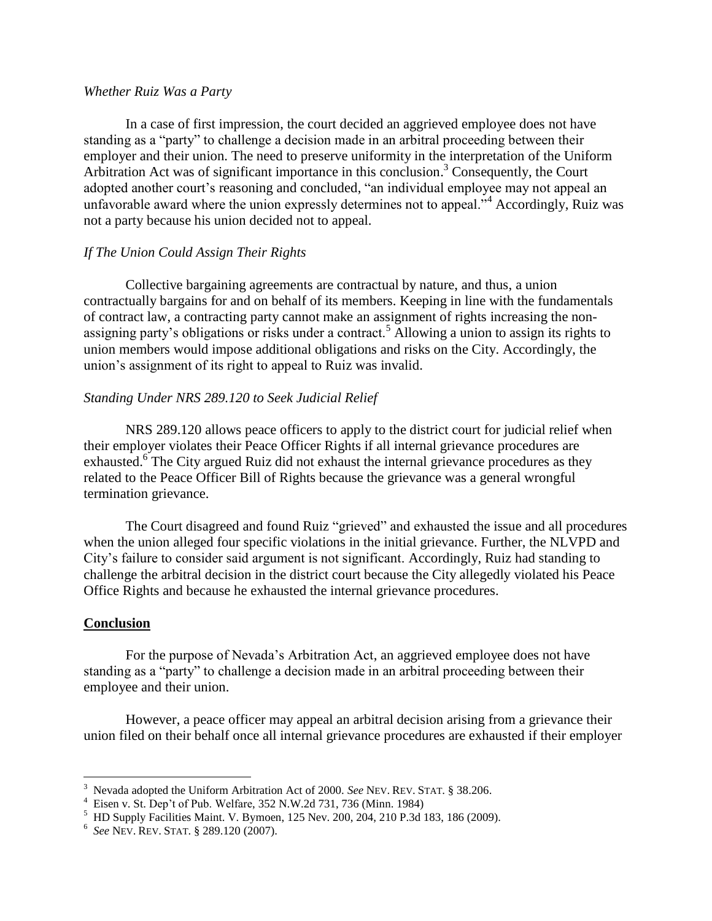*Whether Ruiz Was a Party*

In a case of first impression, the court decided an aggrieved employee does not have standing as a "party" to challenge a decision made in an arbitral proceeding between their employer and their union. The need to preserve uniformity in the interpretation of the Uniform Arbitration Act was of significant importance in this conclusion.[3] Consequently, the Court adopted another court's reasoning and concluded, "an individual employee may not appeal an unfavorable award where the union expressly determines not to appeal."[4] Accordingly, Ruiz was not a party because his union decided not to appeal.

*If The Union Could Assign Their Rights*

Collective bargaining agreements are contractual by nature, and thus, a union contractually bargains for and on behalf of its members. Keeping in line with the fundamentals of contract law, a contracting party cannot make an assignment of rights increasing the non-assigning party's obligations or risks under a contract.[5] Allowing a union to assign its rights to union members would impose additional obligations and risks on the City. Accordingly, the union's assignment of its right to appeal to Ruiz was invalid.

*Standing Under NRS 289.120 to Seek Judicial Relief*

NRS 289.120 allows peace officers to apply to the district court for judicial relief when their employer violates their Peace Officer Rights if all internal grievance procedures are exhausted.[6] The City argued Ruiz did not exhaust the internal grievance procedures as they related to the Peace Officer Bill of Rights because the grievance was a general wrongful termination grievance.

The Court disagreed and found Ruiz "grieved" and exhausted the issue and all procedures when the union alleged four specific violations in the initial grievance. Further, the NLVPD and City's failure to consider said argument is not significant. Accordingly, Ruiz had standing to challenge the arbitral decision in the district court because the City allegedly violated his Peace Office Rights and because he exhausted the internal grievance procedures.

**Conclusion**

For the purpose of Nevada's Arbitration Act, an aggrieved employee does not have standing as a "party" to challenge a decision made in an arbitral proceeding between their employee and their union.

However, a peace officer may appeal an arbitral decision arising from a grievance their union filed on their behalf once all internal grievance procedures are exhausted if their employer

---

[3] Nevada adopted the Uniform Arbitration Act of 2000. *See* NEV. REV. STAT. § 38.206.

[4] Eisen v. St. Dep't of Pub. Welfare, 352 N.W.2d 731, 736 (Minn. 1984)

[5] HD Supply Facilities Maint. V. Bymoen, 125 Nev. 200, 204, 210 P.3d 183, 186 (2009).

[6] *See* NEV. REV. STAT. § 289.120 (2007).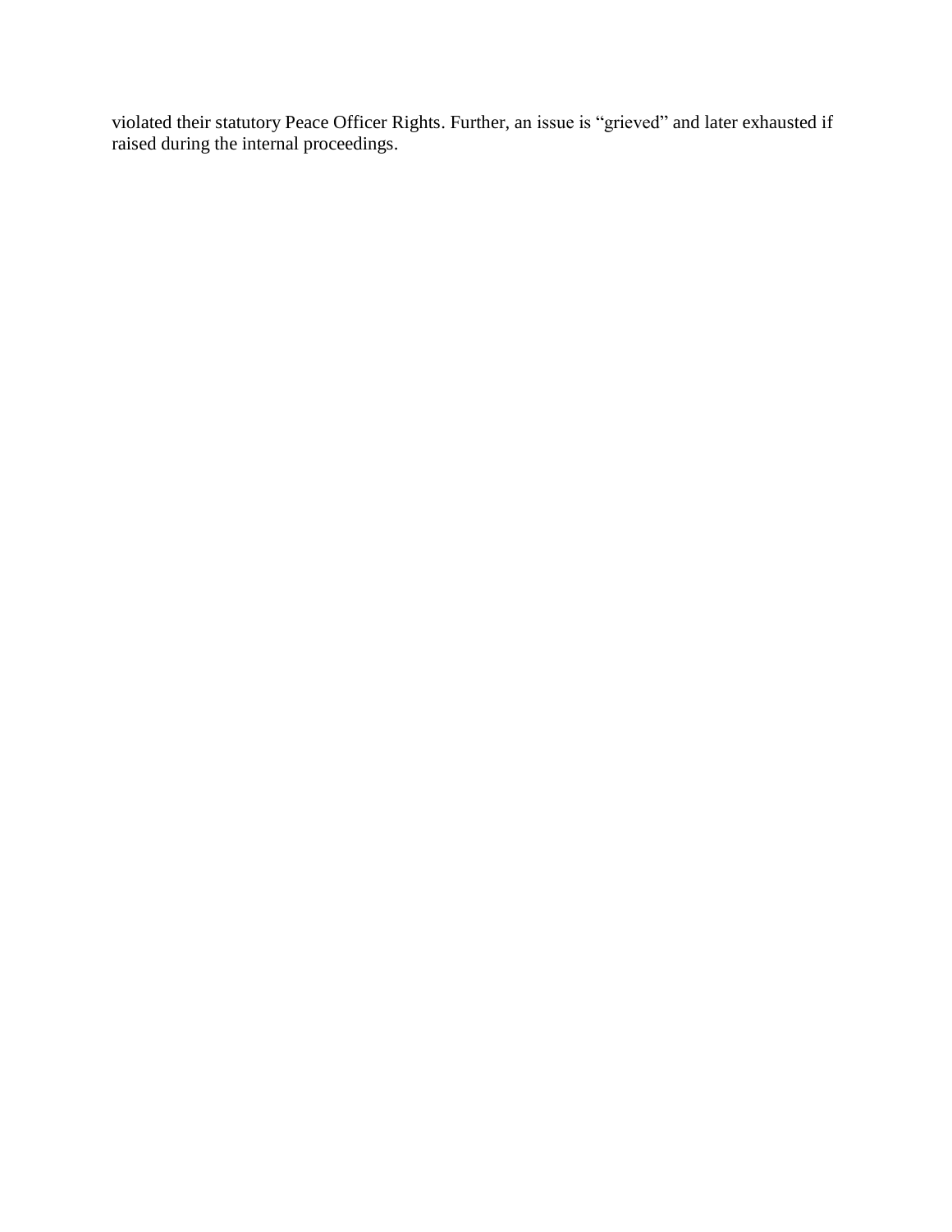violated their statutory Peace Officer Rights. Further, an issue is “grieved” and later exhausted if raised during the internal proceedings.